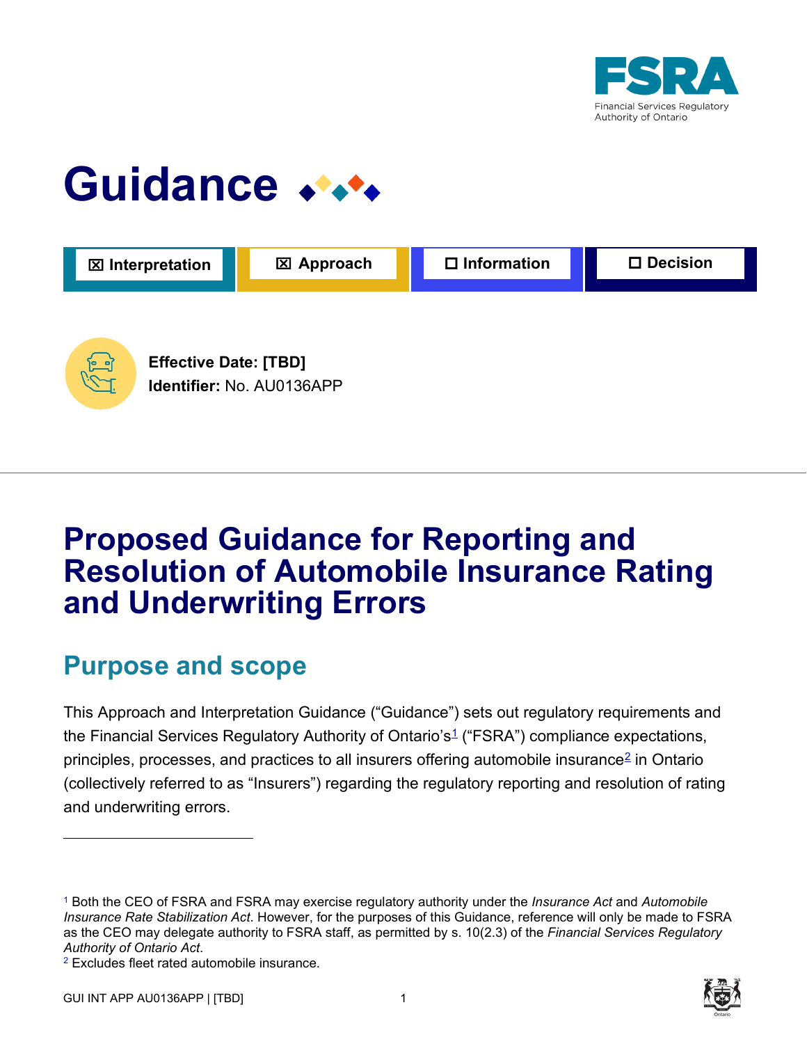FSRA

Financial Services Regulatory Authority of Ontario

# Guidance

☒ Interpretation | ☒ Approach | ☐ Information | ☐ Decision

**Effective Date: [TBD]**
**Identifier:** No. AU0136APP

# Proposed Guidance for Reporting and Resolution of Automobile Insurance Rating and Underwriting Errors

## Purpose and scope

This Approach and Interpretation Guidance ("Guidance") sets out regulatory requirements and the Financial Services Regulatory Authority of Ontario's[1] ("FSRA") compliance expectations, principles, processes, and practices to all insurers offering automobile insurance[2] in Ontario (collectively referred to as "Insurers") regarding the regulatory reporting and resolution of rating and underwriting errors.

---

[1] Both the CEO of FSRA and FSRA may exercise regulatory authority under the *Insurance Act* and *Automobile Insurance Rate Stabilization Act*. However, for the purposes of this Guidance, reference will only be made to FSRA as the CEO may delegate authority to FSRA staff, as permitted by s. 10(2.3) of the *Financial Services Regulatory Authority of Ontario Act*.

[2] Excludes fleet rated automobile insurance.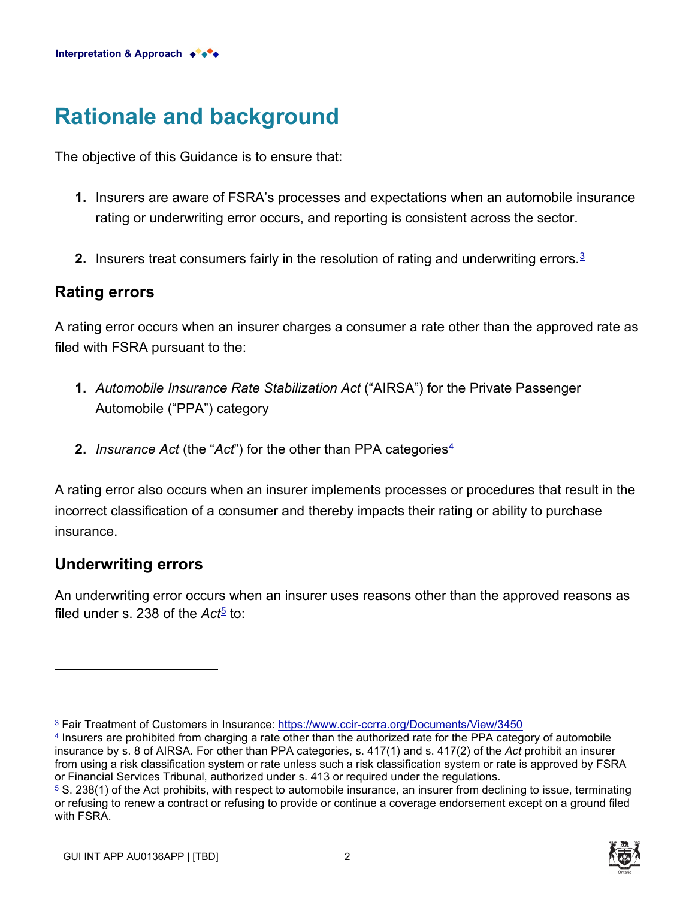# Rationale and background

The objective of this Guidance is to ensure that:

1. Insurers are aware of FSRA's processes and expectations when an automobile insurance rating or underwriting error occurs, and reporting is consistent across the sector.

2. Insurers treat consumers fairly in the resolution of rating and underwriting errors.[3]

## Rating errors

A rating error occurs when an insurer charges a consumer a rate other than the approved rate as filed with FSRA pursuant to the:

1. *Automobile Insurance Rate Stabilization Act* ("AIRSA") for the Private Passenger Automobile ("PPA") category

2. *Insurance Act* (the "*Act*") for the other than PPA categories[4]

A rating error also occurs when an insurer implements processes or procedures that result in the incorrect classification of a consumer and thereby impacts their rating or ability to purchase insurance.

## Underwriting errors

An underwriting error occurs when an insurer uses reasons other than the approved reasons as filed under s. 238 of the *Act*[5] to:

---

[3] Fair Treatment of Customers in Insurance: https://www.ccir-ccrra.org/Documents/View/3450

[4] Insurers are prohibited from charging a rate other than the authorized rate for the PPA category of automobile insurance by s. 8 of AIRSA. For other than PPA categories, s. 417(1) and s. 417(2) of the *Act* prohibit an insurer from using a risk classification system or rate unless such a risk classification system or rate is approved by FSRA or Financial Services Tribunal, authorized under s. 413 or required under the regulations.

[5] S. 238(1) of the Act prohibits, with respect to automobile insurance, an insurer from declining to issue, terminating or refusing to renew a contract or refusing to provide or continue a coverage endorsement except on a ground filed with FSRA.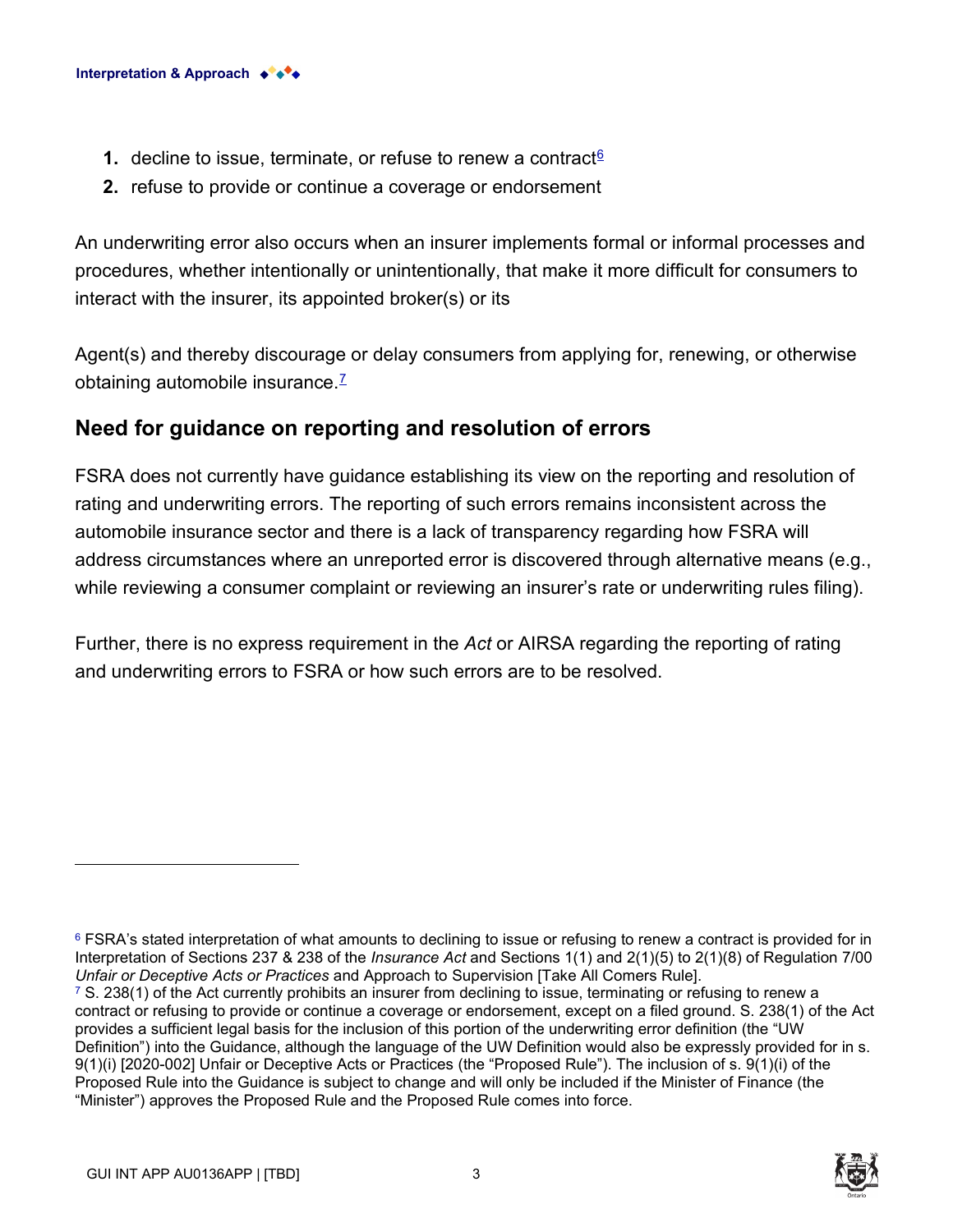1. decline to issue, terminate, or refuse to renew a contract[6]
2. refuse to provide or continue a coverage or endorsement

An underwriting error also occurs when an insurer implements formal or informal processes and procedures, whether intentionally or unintentionally, that make it more difficult for consumers to interact with the insurer, its appointed broker(s) or its

Agent(s) and thereby discourage or delay consumers from applying for, renewing, or otherwise obtaining automobile insurance.[7]

## Need for guidance on reporting and resolution of errors

FSRA does not currently have guidance establishing its view on the reporting and resolution of rating and underwriting errors. The reporting of such errors remains inconsistent across the automobile insurance sector and there is a lack of transparency regarding how FSRA will address circumstances where an unreported error is discovered through alternative means (e.g., while reviewing a consumer complaint or reviewing an insurer's rate or underwriting rules filing).

Further, there is no express requirement in the *Act* or AIRSA regarding the reporting of rating and underwriting errors to FSRA or how such errors are to be resolved.

---

[6] FSRA's stated interpretation of what amounts to declining to issue or refusing to renew a contract is provided for in Interpretation of Sections 237 & 238 of the *Insurance Act* and Sections 1(1) and 2(1)(5) to 2(1)(8) of Regulation 7/00 *Unfair or Deceptive Acts or Practices* and Approach to Supervision [Take All Comers Rule].

[7] S. 238(1) of the Act currently prohibits an insurer from declining to issue, terminating or refusing to renew a contract or refusing to provide or continue a coverage or endorsement, except on a filed ground. S. 238(1) of the Act provides a sufficient legal basis for the inclusion of this portion of the underwriting error definition (the "UW Definition") into the Guidance, although the language of the UW Definition would also be expressly provided for in s. 9(1)(i) [2020-002] Unfair or Deceptive Acts or Practices (the "Proposed Rule"). The inclusion of s. 9(1)(i) of the Proposed Rule into the Guidance is subject to change and will only be included if the Minister of Finance (the "Minister") approves the Proposed Rule and the Proposed Rule comes into force.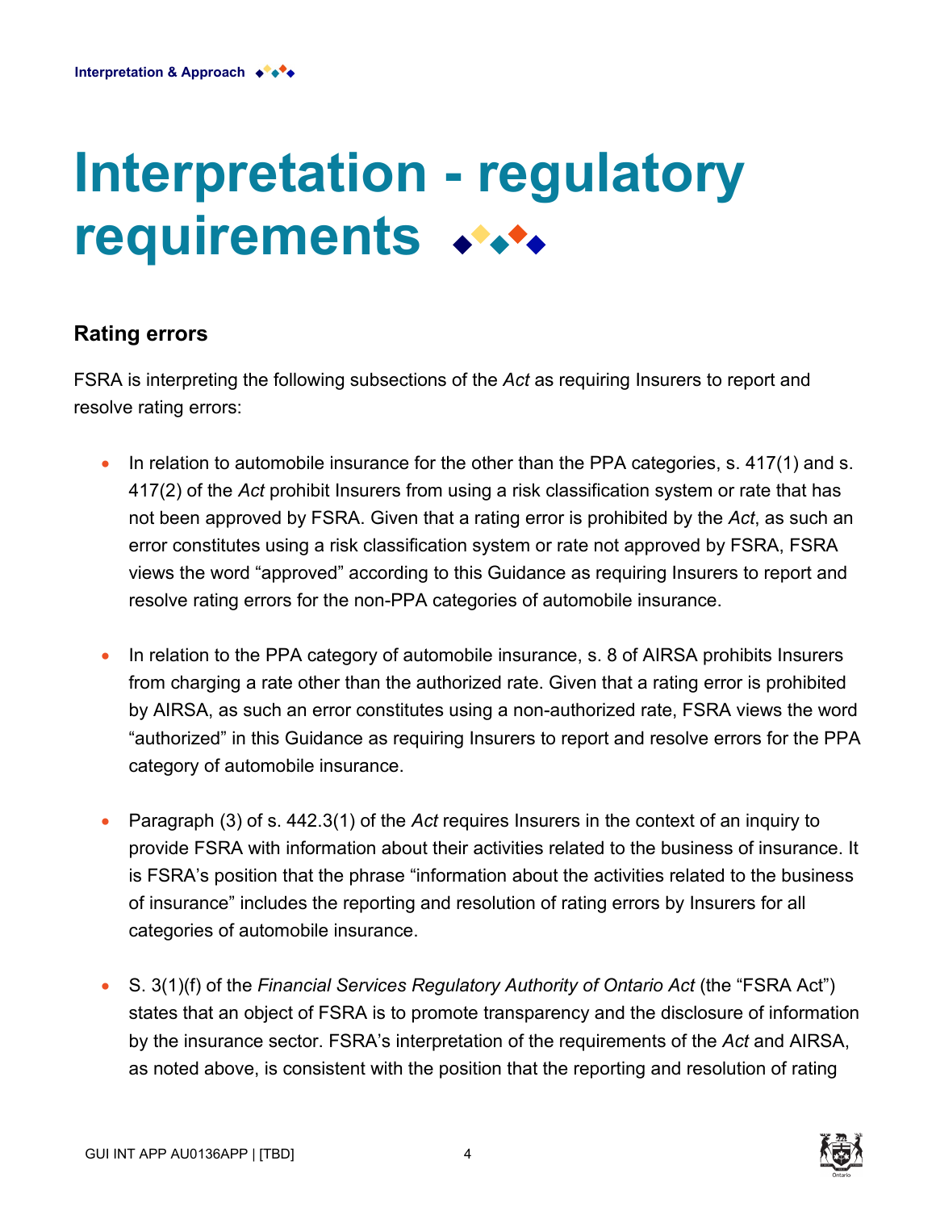# Interpretation - regulatory requirements

## Rating errors

FSRA is interpreting the following subsections of the *Act* as requiring Insurers to report and resolve rating errors:

- In relation to automobile insurance for the other than the PPA categories, s. 417(1) and s. 417(2) of the *Act* prohibit Insurers from using a risk classification system or rate that has not been approved by FSRA. Given that a rating error is prohibited by the *Act*, as such an error constitutes using a risk classification system or rate not approved by FSRA, FSRA views the word "approved" according to this Guidance as requiring Insurers to report and resolve rating errors for the non-PPA categories of automobile insurance.

- In relation to the PPA category of automobile insurance, s. 8 of AIRSA prohibits Insurers from charging a rate other than the authorized rate. Given that a rating error is prohibited by AIRSA, as such an error constitutes using a non-authorized rate, FSRA views the word "authorized" in this Guidance as requiring Insurers to report and resolve errors for the PPA category of automobile insurance.

- Paragraph (3) of s. 442.3(1) of the *Act* requires Insurers in the context of an inquiry to provide FSRA with information about their activities related to the business of insurance. It is FSRA's position that the phrase "information about the activities related to the business of insurance" includes the reporting and resolution of rating errors by Insurers for all categories of automobile insurance.

- S. 3(1)(f) of the *Financial Services Regulatory Authority of Ontario Act* (the "FSRA Act") states that an object of FSRA is to promote transparency and the disclosure of information by the insurance sector. FSRA's interpretation of the requirements of the *Act* and AIRSA, as noted above, is consistent with the position that the reporting and resolution of rating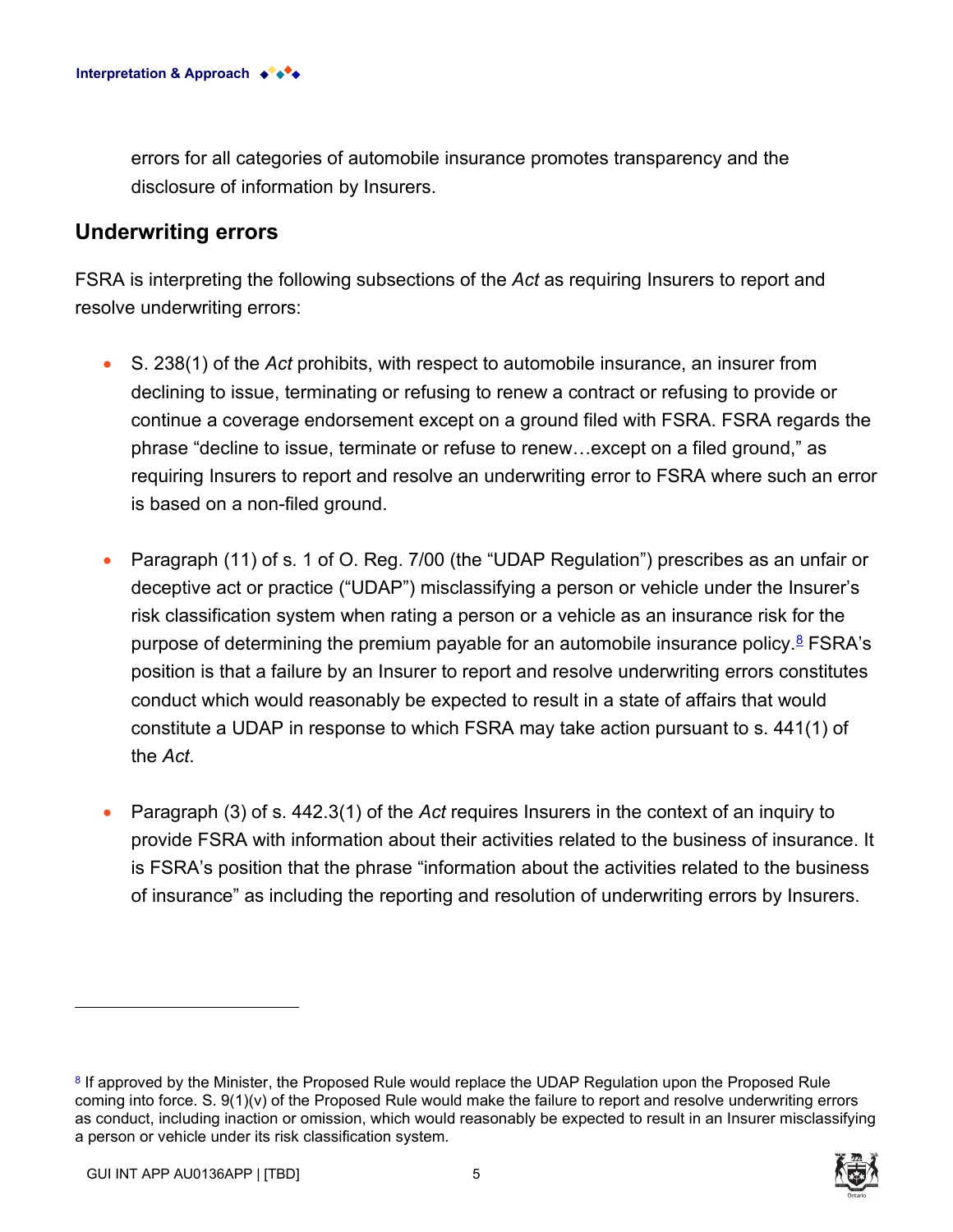errors for all categories of automobile insurance promotes transparency and the disclosure of information by Insurers.

## Underwriting errors

FSRA is interpreting the following subsections of the *Act* as requiring Insurers to report and resolve underwriting errors:

- S. 238(1) of the *Act* prohibits, with respect to automobile insurance, an insurer from declining to issue, terminating or refusing to renew a contract or refusing to provide or continue a coverage endorsement except on a ground filed with FSRA. FSRA regards the phrase "decline to issue, terminate or refuse to renew…except on a filed ground," as requiring Insurers to report and resolve an underwriting error to FSRA where such an error is based on a non-filed ground.

- Paragraph (11) of s. 1 of O. Reg. 7/00 (the "UDAP Regulation") prescribes as an unfair or deceptive act or practice ("UDAP") misclassifying a person or vehicle under the Insurer's risk classification system when rating a person or a vehicle as an insurance risk for the purpose of determining the premium payable for an automobile insurance policy.[8] FSRA's position is that a failure by an Insurer to report and resolve underwriting errors constitutes conduct which would reasonably be expected to result in a state of affairs that would constitute a UDAP in response to which FSRA may take action pursuant to s. 441(1) of the *Act*.

- Paragraph (3) of s. 442.3(1) of the *Act* requires Insurers in the context of an inquiry to provide FSRA with information about their activities related to the business of insurance. It is FSRA's position that the phrase "information about the activities related to the business of insurance" as including the reporting and resolution of underwriting errors by Insurers.

---

[8] If approved by the Minister, the Proposed Rule would replace the UDAP Regulation upon the Proposed Rule coming into force. S. 9(1)(v) of the Proposed Rule would make the failure to report and resolve underwriting errors as conduct, including inaction or omission, which would reasonably be expected to result in an Insurer misclassifying a person or vehicle under its risk classification system.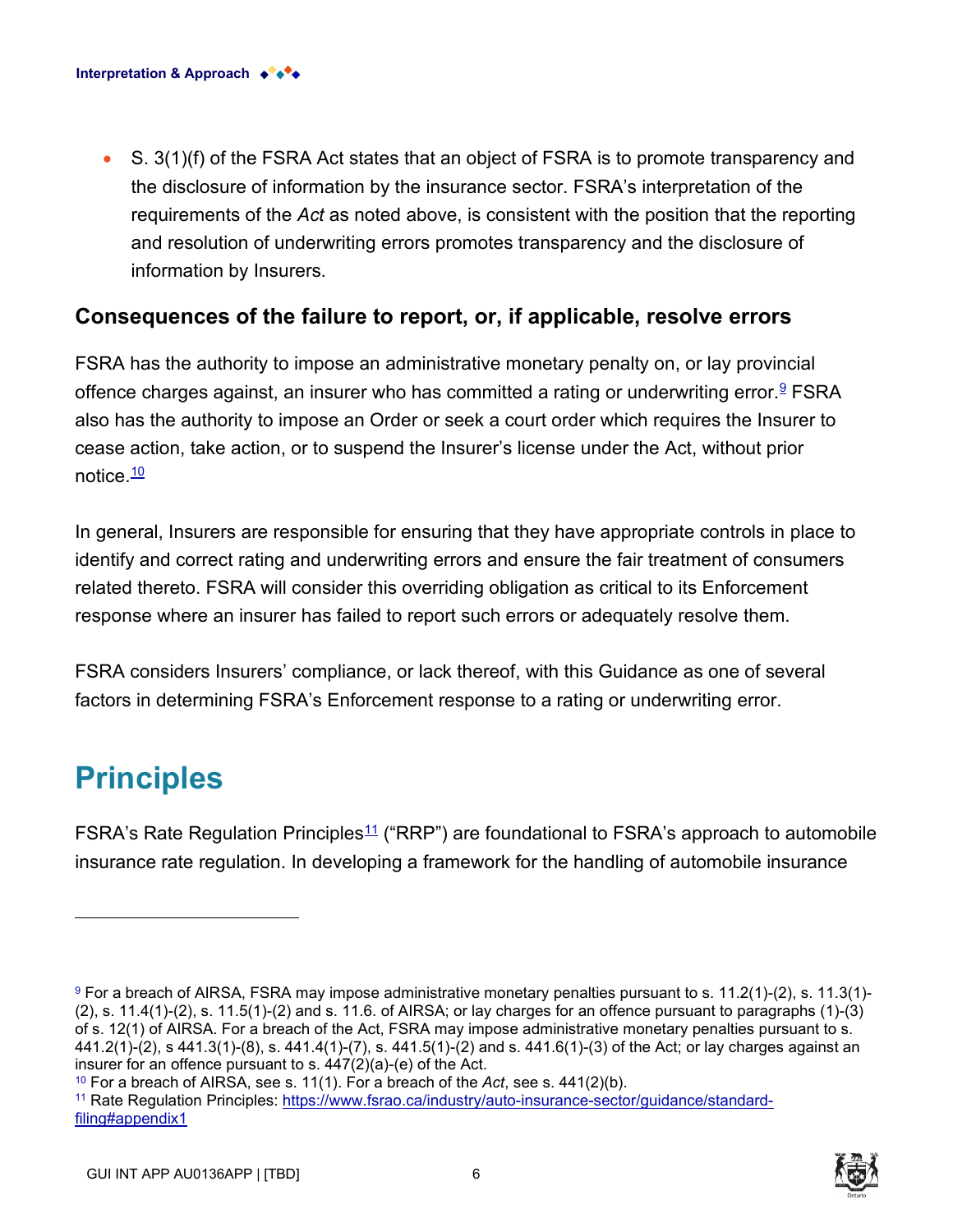- S. 3(1)(f) of the FSRA Act states that an object of FSRA is to promote transparency and the disclosure of information by the insurance sector. FSRA's interpretation of the requirements of the *Act* as noted above, is consistent with the position that the reporting and resolution of underwriting errors promotes transparency and the disclosure of information by Insurers.

### Consequences of the failure to report, or, if applicable, resolve errors

FSRA has the authority to impose an administrative monetary penalty on, or lay provincial offence charges against, an insurer who has committed a rating or underwriting error.[9] FSRA also has the authority to impose an Order or seek a court order which requires the Insurer to cease action, take action, or to suspend the Insurer's license under the Act, without prior notice.[10]

In general, Insurers are responsible for ensuring that they have appropriate controls in place to identify and correct rating and underwriting errors and ensure the fair treatment of consumers related thereto. FSRA will consider this overriding obligation as critical to its Enforcement response where an insurer has failed to report such errors or adequately resolve them.

FSRA considers Insurers' compliance, or lack thereof, with this Guidance as one of several factors in determining FSRA's Enforcement response to a rating or underwriting error.

## Principles

FSRA's Rate Regulation Principles[11] ("RRP") are foundational to FSRA's approach to automobile insurance rate regulation. In developing a framework for the handling of automobile insurance

---

[9] For a breach of AIRSA, FSRA may impose administrative monetary penalties pursuant to s. 11.2(1)-(2), s. 11.3(1)-(2), s. 11.4(1)-(2), s. 11.5(1)-(2) and s. 11.6. of AIRSA; or lay charges for an offence pursuant to paragraphs (1)-(3) of s. 12(1) of AIRSA. For a breach of the Act, FSRA may impose administrative monetary penalties pursuant to s. 441.2(1)-(2), s 441.3(1)-(8), s. 441.4(1)-(7), s. 441.5(1)-(2) and s. 441.6(1)-(3) of the Act; or lay charges against an insurer for an offence pursuant to s. 447(2)(a)-(e) of the Act.

[10] For a breach of AIRSA, see s. 11(1). For a breach of the *Act*, see s. 441(2)(b).

[11] Rate Regulation Principles: https://www.fsrao.ca/industry/auto-insurance-sector/guidance/standard-filing#appendix1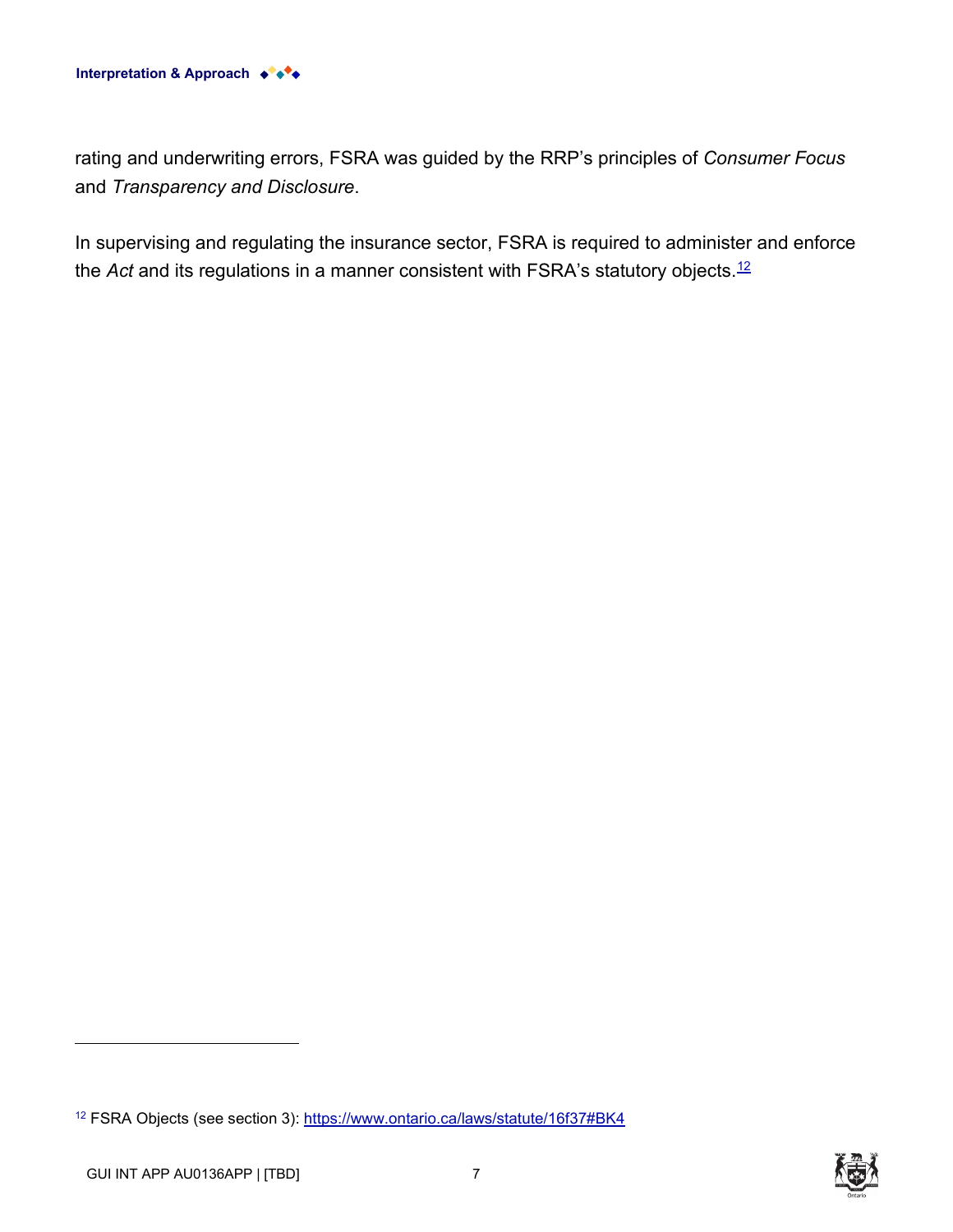rating and underwriting errors, FSRA was guided by the RRP's principles of *Consumer Focus* and *Transparency and Disclosure*.

In supervising and regulating the insurance sector, FSRA is required to administer and enforce the *Act* and its regulations in a manner consistent with FSRA's statutory objects.[12]

[12] FSRA Objects (see section 3): https://www.ontario.ca/laws/statute/16f37#BK4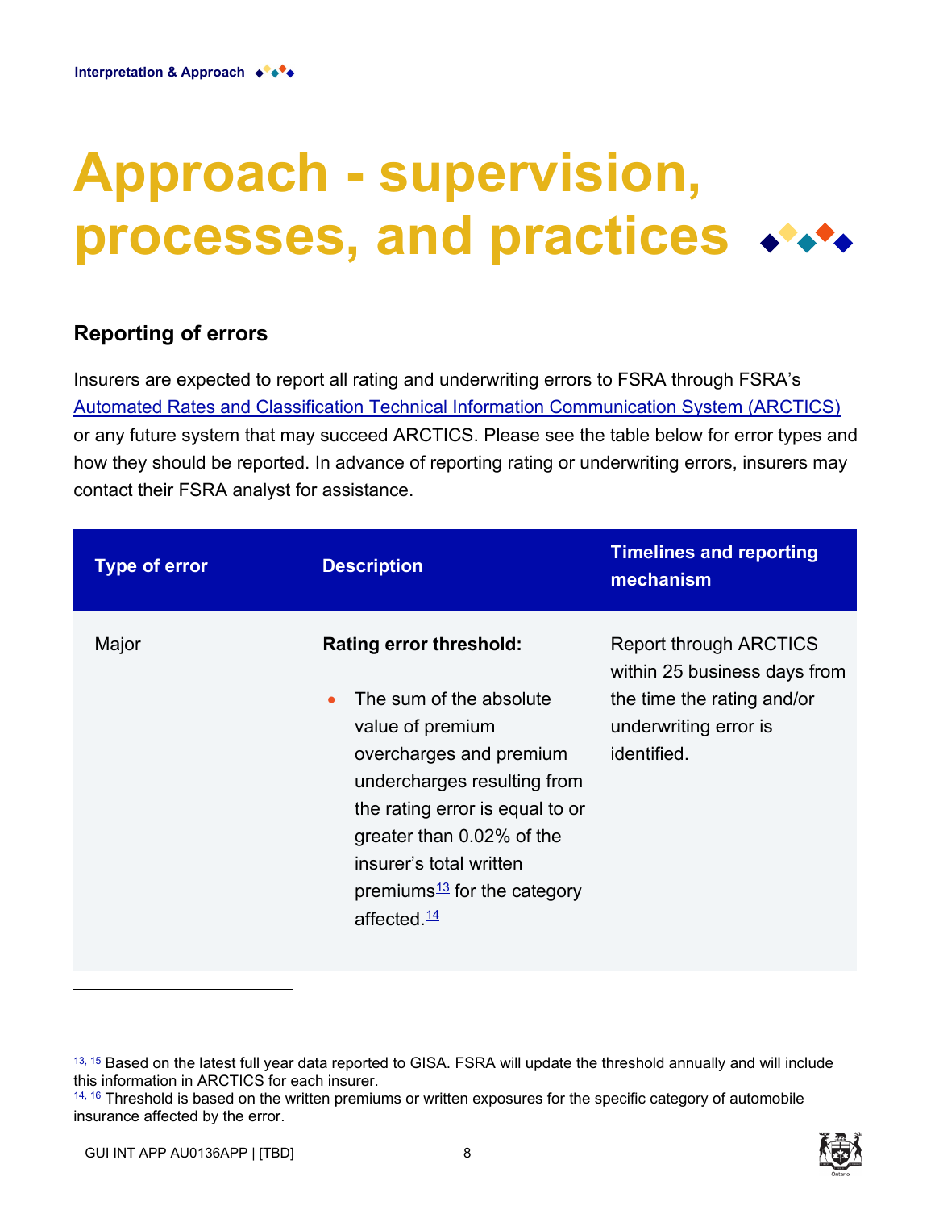# Approach - supervision, processes, and practices

## Reporting of errors

Insurers are expected to report all rating and underwriting errors to FSRA through FSRA's [Automated Rates and Classification Technical Information Communication System (ARCTICS)](#) or any future system that may succeed ARCTICS. Please see the table below for error types and how they should be reported. In advance of reporting rating or underwriting errors, insurers may contact their FSRA analyst for assistance.

| Type of error | Description | Timelines and reporting mechanism |
| --- | --- | --- |
| Major | **Rating error threshold:**<br><br>• The sum of the absolute value of premium overcharges and premium undercharges resulting from the rating error is equal to or greater than 0.02% of the insurer's total written premiums[13] for the category affected.[14] | Report through ARCTICS within 25 business days from the time the rating and/or underwriting error is identified. |

[13, 15] Based on the latest full year data reported to GISA. FSRA will update the threshold annually and will include this information in ARCTICS for each insurer.

[14, 16] Threshold is based on the written premiums or written exposures for the specific category of automobile insurance affected by the error.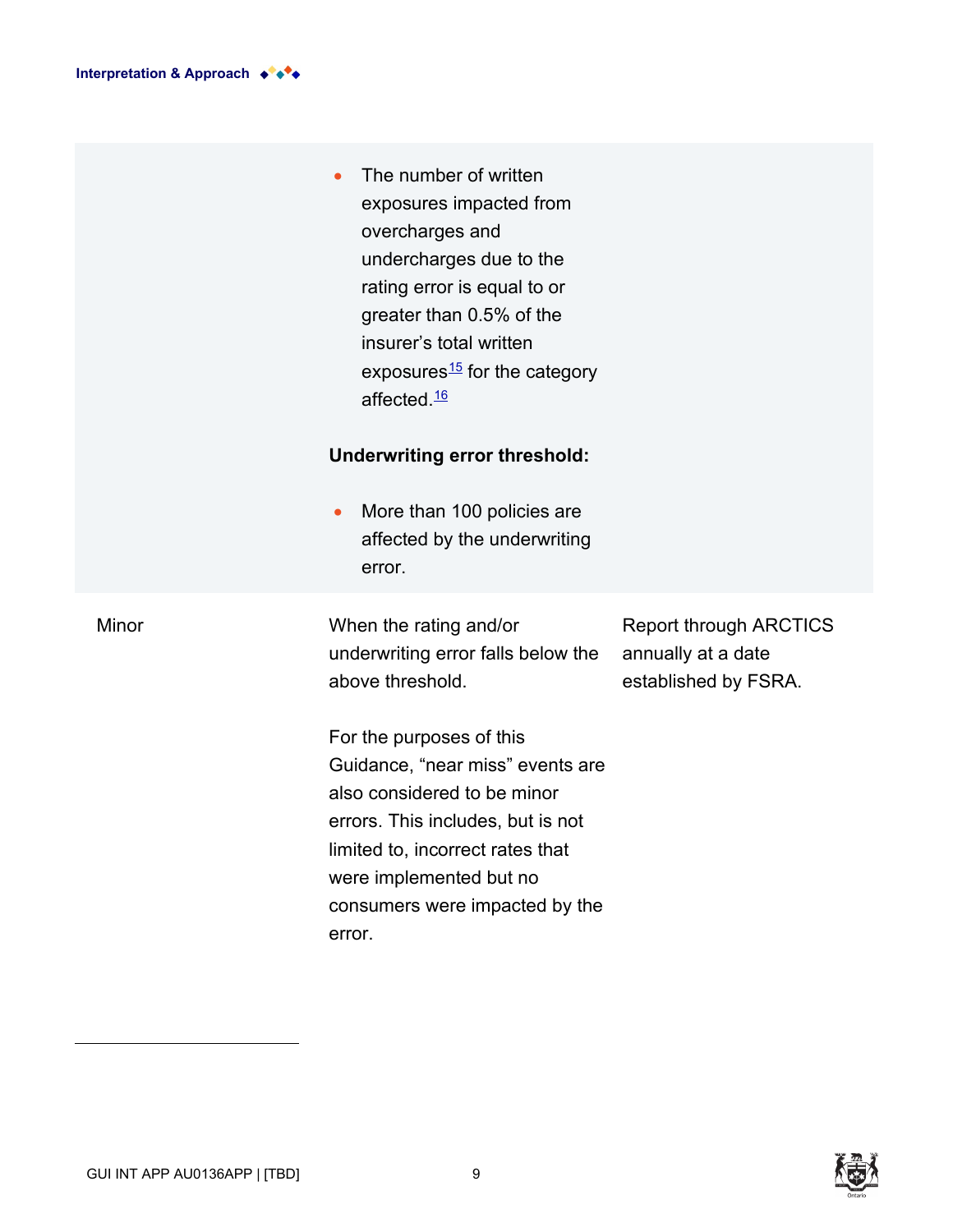| | | |
|---|---|---|
| | • The number of written exposures impacted from overcharges and undercharges due to the rating error is equal to or greater than 0.5% of the insurer's total written exposures[15] for the category affected.[16] <br><br> **Underwriting error threshold:** <br><br> • More than 100 policies are affected by the underwriting error. | |
| Minor | When the rating and/or underwriting error falls below the above threshold. <br><br> For the purposes of this Guidance, "near miss" events are also considered to be minor errors. This includes, but is not limited to, incorrect rates that were implemented but no consumers were impacted by the error. | Report through ARCTICS annually at a date established by FSRA. |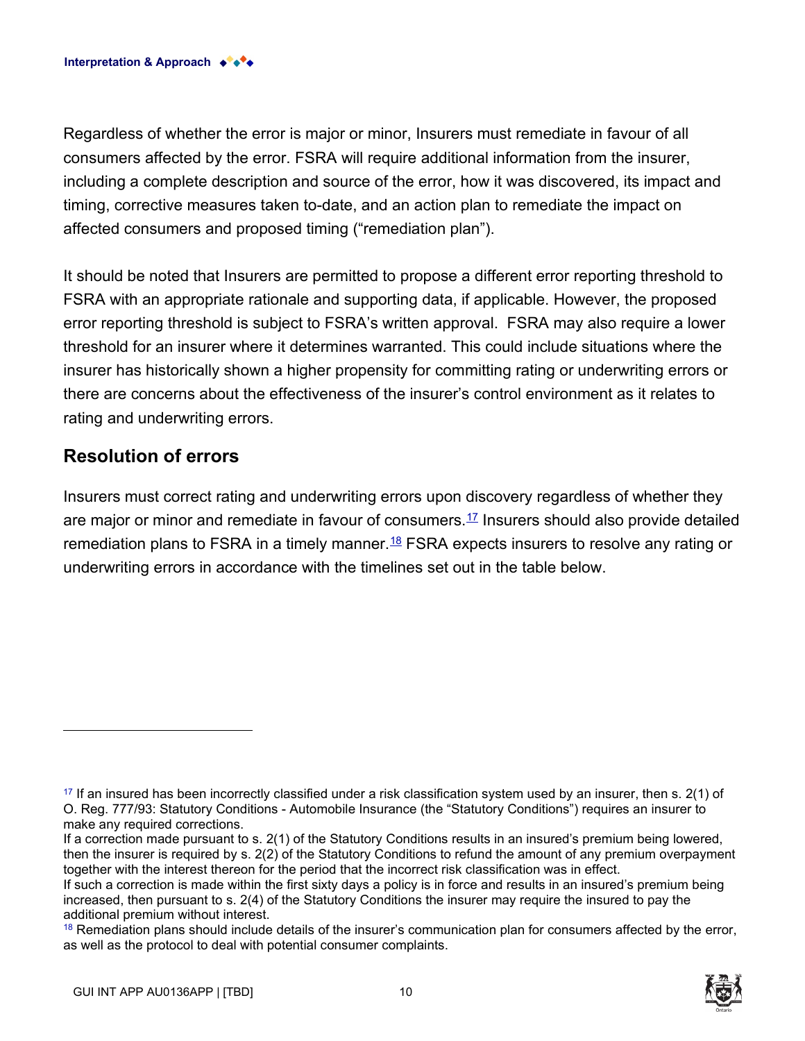Regardless of whether the error is major or minor, Insurers must remediate in favour of all consumers affected by the error. FSRA will require additional information from the insurer, including a complete description and source of the error, how it was discovered, its impact and timing, corrective measures taken to-date, and an action plan to remediate the impact on affected consumers and proposed timing (“remediation plan”).

It should be noted that Insurers are permitted to propose a different error reporting threshold to FSRA with an appropriate rationale and supporting data, if applicable. However, the proposed error reporting threshold is subject to FSRA’s written approval. FSRA may also require a lower threshold for an insurer where it determines warranted. This could include situations where the insurer has historically shown a higher propensity for committing rating or underwriting errors or there are concerns about the effectiveness of the insurer’s control environment as it relates to rating and underwriting errors.

## Resolution of errors

Insurers must correct rating and underwriting errors upon discovery regardless of whether they are major or minor and remediate in favour of consumers.[17] Insurers should also provide detailed remediation plans to FSRA in a timely manner.[18] FSRA expects insurers to resolve any rating or underwriting errors in accordance with the timelines set out in the table below.

---

[17] If an insured has been incorrectly classified under a risk classification system used by an insurer, then s. 2(1) of O. Reg. 777/93: Statutory Conditions - Automobile Insurance (the “Statutory Conditions”) requires an insurer to make any required corrections.
If a correction made pursuant to s. 2(1) of the Statutory Conditions results in an insured’s premium being lowered, then the insurer is required by s. 2(2) of the Statutory Conditions to refund the amount of any premium overpayment together with the interest thereon for the period that the incorrect risk classification was in effect.
If such a correction is made within the first sixty days a policy is in force and results in an insured’s premium being increased, then pursuant to s. 2(4) of the Statutory Conditions the insurer may require the insured to pay the additional premium without interest.

[18] Remediation plans should include details of the insurer’s communication plan for consumers affected by the error, as well as the protocol to deal with potential consumer complaints.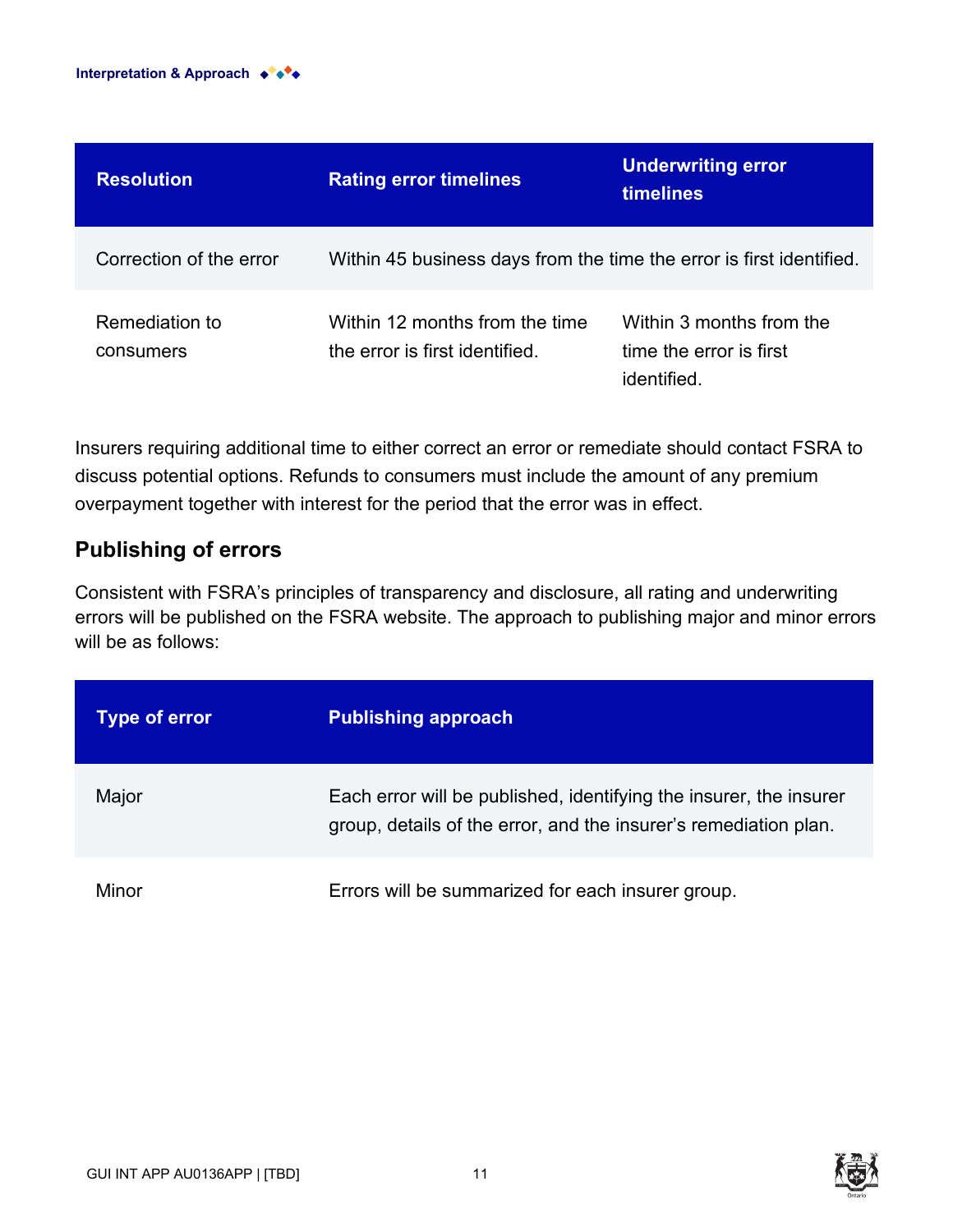| Resolution | Rating error timelines | Underwriting error timelines |
|---|---|---|
| Correction of the error | Within 45 business days from the time the error is first identified. | |
| Remediation to consumers | Within 12 months from the time the error is first identified. | Within 3 months from the time the error is first identified. |

Insurers requiring additional time to either correct an error or remediate should contact FSRA to discuss potential options. Refunds to consumers must include the amount of any premium overpayment together with interest for the period that the error was in effect.

## Publishing of errors

Consistent with FSRA's principles of transparency and disclosure, all rating and underwriting errors will be published on the FSRA website. The approach to publishing major and minor errors will be as follows:

| Type of error | Publishing approach |
|---|---|
| Major | Each error will be published, identifying the insurer, the insurer group, details of the error, and the insurer's remediation plan. |
| Minor | Errors will be summarized for each insurer group. |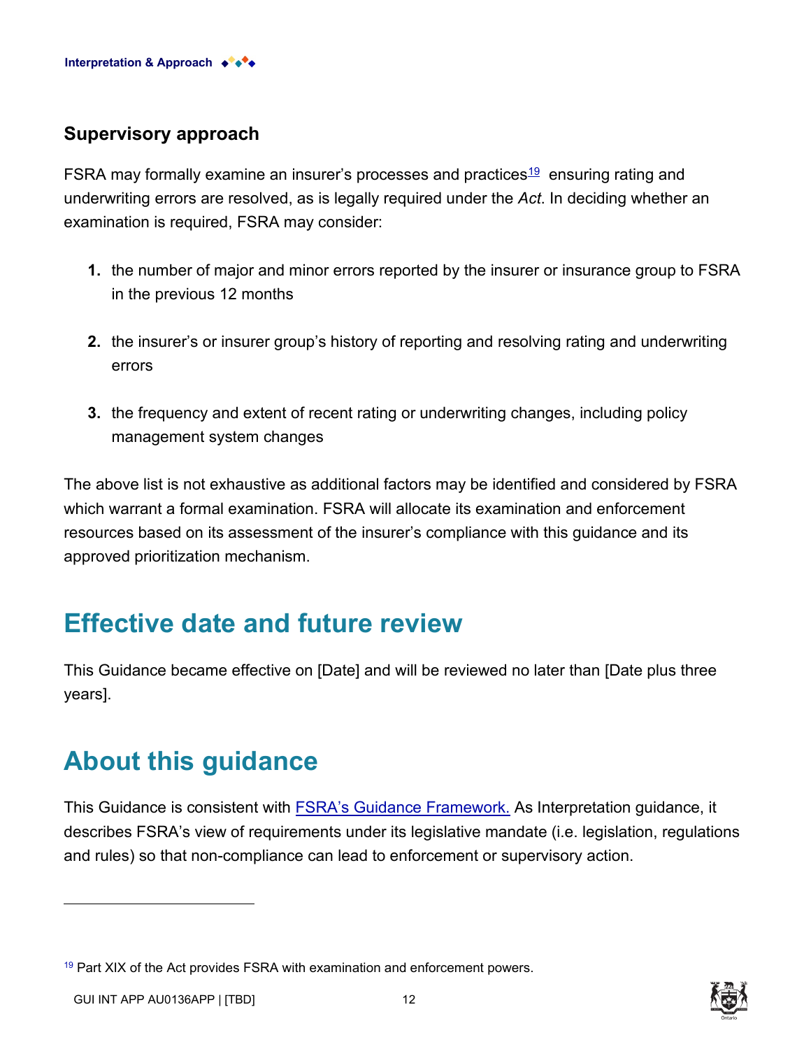## Supervisory approach

FSRA may formally examine an insurer's processes and practices[19] ensuring rating and underwriting errors are resolved, as is legally required under the *Act*. In deciding whether an examination is required, FSRA may consider:

1. the number of major and minor errors reported by the insurer or insurance group to FSRA in the previous 12 months
2. the insurer's or insurer group's history of reporting and resolving rating and underwriting errors
3. the frequency and extent of recent rating or underwriting changes, including policy management system changes

The above list is not exhaustive as additional factors may be identified and considered by FSRA which warrant a formal examination. FSRA will allocate its examination and enforcement resources based on its assessment of the insurer's compliance with this guidance and its approved prioritization mechanism.

# Effective date and future review

This Guidance became effective on [Date] and will be reviewed no later than [Date plus three years].

# About this guidance

This Guidance is consistent with [FSRA's Guidance Framework.](#) As Interpretation guidance, it describes FSRA's view of requirements under its legislative mandate (i.e. legislation, regulations and rules) so that non-compliance can lead to enforcement or supervisory action.

---

[19] Part XIX of the Act provides FSRA with examination and enforcement powers.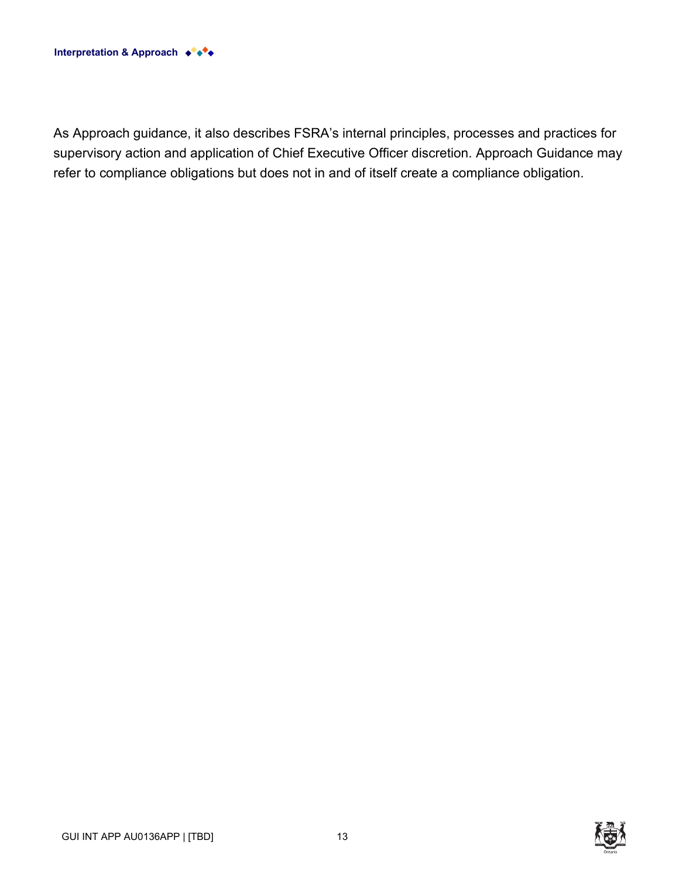As Approach guidance, it also describes FSRA's internal principles, processes and practices for supervisory action and application of Chief Executive Officer discretion. Approach Guidance may refer to compliance obligations but does not in and of itself create a compliance obligation.